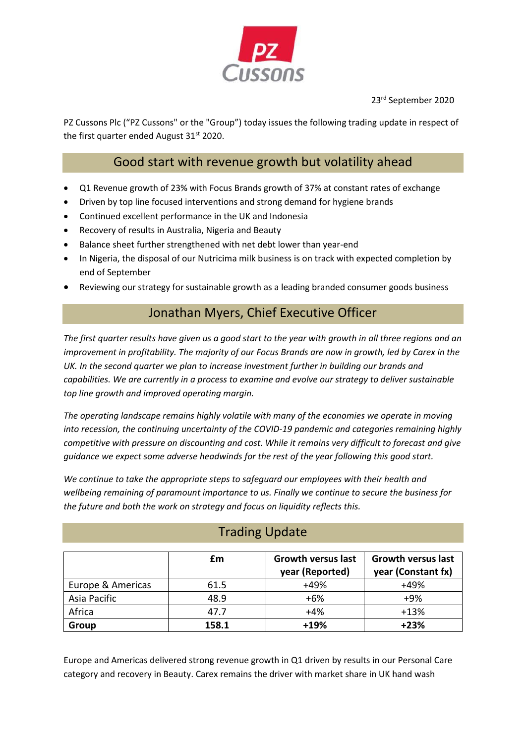PZ Cussons

23rd September 2020

PZ Cussons Plc ("PZ Cussons" or the "Group") today issues the following trading update in respect of the first quarter ended August 31st 2020.

## Good start with revenue growth but volatility ahead

- Q1 Revenue growth of 23% with Focus Brands growth of 37% at constant rates of exchange
- Driven by top line focused interventions and strong demand for hygiene brands
- Continued excellent performance in the UK and Indonesia
- Recovery of results in Australia, Nigeria and Beauty
- Balance sheet further strengthened with net debt lower than year-end
- In Nigeria, the disposal of our Nutricima milk business is on track with expected completion by end of September
- Reviewing our strategy for sustainable growth as a leading branded consumer goods business

## Jonathan Myers, Chief Executive Officer

*The first quarter results have given us a good start to the year with growth in all three regions and an improvement in profitability. The majority of our Focus Brands are now in growth, led by Carex in the UK. In the second quarter we plan to increase investment further in building our brands and capabilities. We are currently in a process to examine and evolve our strategy to deliver sustainable top line growth and improved operating margin.*

*The operating landscape remains highly volatile with many of the economies we operate in moving into recession, the continuing uncertainty of the COVID-19 pandemic and categories remaining highly competitive with pressure on discounting and cost. While it remains very difficult to forecast and give guidance we expect some adverse headwinds for the rest of the year following this good start.*

*We continue to take the appropriate steps to safeguard our employees with their health and wellbeing remaining of paramount importance to us. Finally we continue to secure the business for the future and both the work on strategy and focus on liquidity reflects this.*

## Trading Update

| | £m | Growth versus last year (Reported) | Growth versus last year (Constant fx) |
|---|---|---|---|
| Europe & Americas | 61.5 | +49% | +49% |
| Asia Pacific | 48.9 | +6% | +9% |
| Africa | 47.7 | +4% | +13% |
| **Group** | **158.1** | **+19%** | **+23%** |

Europe and Americas delivered strong revenue growth in Q1 driven by results in our Personal Care category and recovery in Beauty. Carex remains the driver with market share in UK hand wash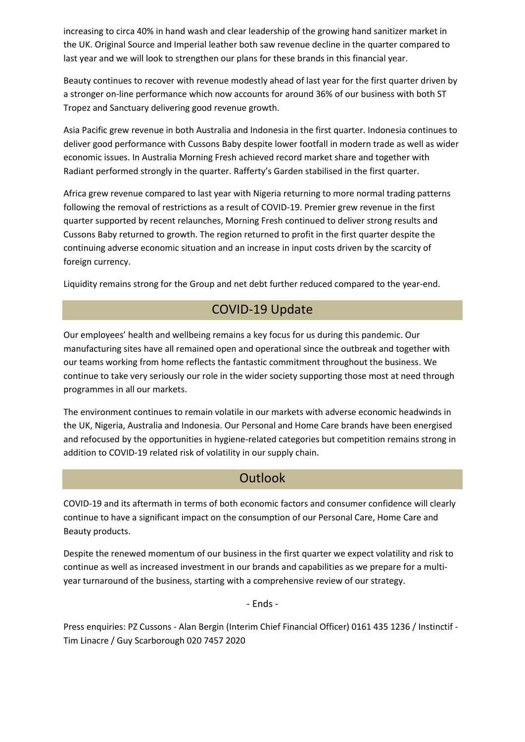increasing to circa 40% in hand wash and clear leadership of the growing hand sanitizer market in the UK. Original Source and Imperial leather both saw revenue decline in the quarter compared to last year and we will look to strengthen our plans for these brands in this financial year.

Beauty continues to recover with revenue modestly ahead of last year for the first quarter driven by a stronger on-line performance which now accounts for around 36% of our business with both ST Tropez and Sanctuary delivering good revenue growth.

Asia Pacific grew revenue in both Australia and Indonesia in the first quarter. Indonesia continues to deliver good performance with Cussons Baby despite lower footfall in modern trade as well as wider economic issues. In Australia Morning Fresh achieved record market share and together with Radiant performed strongly in the quarter. Rafferty's Garden stabilised in the first quarter.

Africa grew revenue compared to last year with Nigeria returning to more normal trading patterns following the removal of restrictions as a result of COVID-19. Premier grew revenue in the first quarter supported by recent relaunches, Morning Fresh continued to deliver strong results and Cussons Baby returned to growth. The region returned to profit in the first quarter despite the continuing adverse economic situation and an increase in input costs driven by the scarcity of foreign currency.

Liquidity remains strong for the Group and net debt further reduced compared to the year-end.

## COVID-19 Update

Our employees' health and wellbeing remains a key focus for us during this pandemic. Our manufacturing sites have all remained open and operational since the outbreak and together with our teams working from home reflects the fantastic commitment throughout the business. We continue to take very seriously our role in the wider society supporting those most at need through programmes in all our markets.

The environment continues to remain volatile in our markets with adverse economic headwinds in the UK, Nigeria, Australia and Indonesia. Our Personal and Home Care brands have been energised and refocused by the opportunities in hygiene-related categories but competition remains strong in addition to COVID-19 related risk of volatility in our supply chain.

## Outlook

COVID-19 and its aftermath in terms of both economic factors and consumer confidence will clearly continue to have a significant impact on the consumption of our Personal Care, Home Care and Beauty products.

Despite the renewed momentum of our business in the first quarter we expect volatility and risk to continue as well as increased investment in our brands and capabilities as we prepare for a multi-year turnaround of the business, starting with a comprehensive review of our strategy.

- Ends -

Press enquiries: PZ Cussons - Alan Bergin (Interim Chief Financial Officer) 0161 435 1236 / Instinctif - Tim Linacre / Guy Scarborough 020 7457 2020